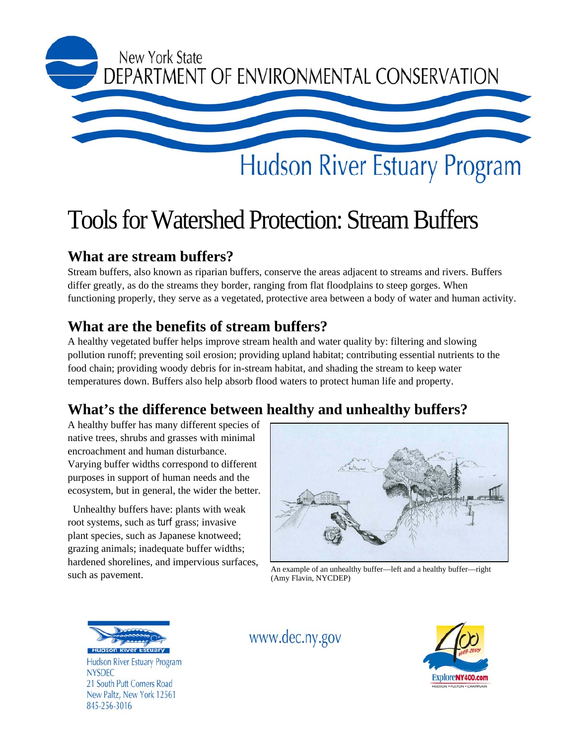New York State
DEPARTMENT OF ENVIRONMENTAL CONSERVATION

Hudson River Estuary Program

# Tools for Watershed Protection: Stream Buffers

## What are stream buffers?

Stream buffers, also known as riparian buffers, conserve the areas adjacent to streams and rivers. Buffers differ greatly, as do the streams they border, ranging from flat floodplains to steep gorges. When functioning properly, they serve as a vegetated, protective area between a body of water and human activity.

## What are the benefits of stream buffers?

A healthy vegetated buffer helps improve stream health and water quality by: filtering and slowing pollution runoff; preventing soil erosion; providing upland habitat; contributing essential nutrients to the food chain; providing woody debris for in-stream habitat, and shading the stream to keep water temperatures down. Buffers also help absorb flood waters to protect human life and property.

## What's the difference between healthy and unhealthy buffers?

A healthy buffer has many different species of native trees, shrubs and grasses with minimal encroachment and human disturbance. Varying buffer widths correspond to different purposes in support of human needs and the ecosystem, but in general, the wider the better.

Unhealthy buffers have: plants with weak root systems, such as turf grass; invasive plant species, such as Japanese knotweed; grazing animals; inadequate buffer widths; hardened shorelines, and impervious surfaces, such as pavement.

An example of an unhealthy buffer—left and a healthy buffer—right (Amy Flavin, NYCDEP)

Hudson River Estuary

Hudson River Estuary Program
NYSDEC
21 South Putt Corners Road
New Paltz, New York 12561
845-256-3016

www.dec.ny.gov

ExploreNY400.com
HUDSON • FULTON • CHAMPLAIN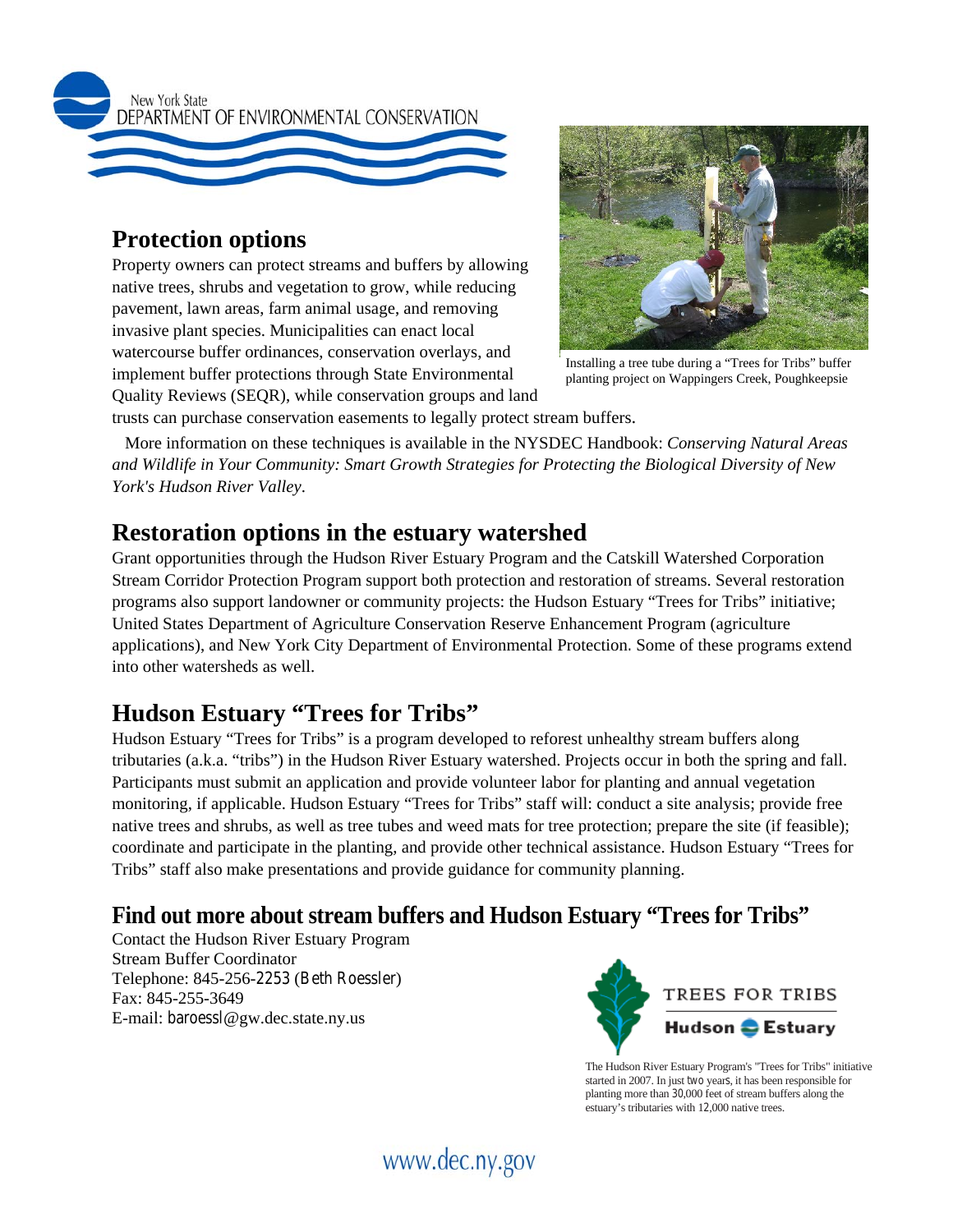New York State
DEPARTMENT OF ENVIRONMENTAL CONSERVATION

## Protection options

Property owners can protect streams and buffers by allowing native trees, shrubs and vegetation to grow, while reducing pavement, lawn areas, farm animal usage, and removing invasive plant species. Municipalities can enact local watercourse buffer ordinances, conservation overlays, and implement buffer protections through State Environmental Quality Reviews (SEQR), while conservation groups and land trusts can purchase conservation easements to legally protect stream buffers.

Installing a tree tube during a "Trees for Tribs" buffer planting project on Wappingers Creek, Poughkeepsie

More information on these techniques is available in the NYSDEC Handbook: *Conserving Natural Areas and Wildlife in Your Community: Smart Growth Strategies for Protecting the Biological Diversity of New York's Hudson River Valley*.

## Restoration options in the estuary watershed

Grant opportunities through the Hudson River Estuary Program and the Catskill Watershed Corporation Stream Corridor Protection Program support both protection and restoration of streams. Several restoration programs also support landowner or community projects: the Hudson Estuary "Trees for Tribs" initiative; United States Department of Agriculture Conservation Reserve Enhancement Program (agriculture applications), and New York City Department of Environmental Protection. Some of these programs extend into other watersheds as well.

## Hudson Estuary "Trees for Tribs"

Hudson Estuary "Trees for Tribs" is a program developed to reforest unhealthy stream buffers along tributaries (a.k.a. "tribs") in the Hudson River Estuary watershed. Projects occur in both the spring and fall. Participants must submit an application and provide volunteer labor for planting and annual vegetation monitoring, if applicable. Hudson Estuary "Trees for Tribs" staff will: conduct a site analysis; provide free native trees and shrubs, as well as tree tubes and weed mats for tree protection; prepare the site (if feasible); coordinate and participate in the planting, and provide other technical assistance. Hudson Estuary "Trees for Tribs" staff also make presentations and provide guidance for community planning.

## Find out more about stream buffers and Hudson Estuary "Trees for Tribs"

Contact the Hudson River Estuary Program
Stream Buffer Coordinator
Telephone: 845-256-2253 (Beth Roessler)
Fax: 845-255-3649
E-mail: baroessl@gw.dec.state.ny.us

TREES FOR TRIBS
Hudson Estuary

The Hudson River Estuary Program's "Trees for Tribs" initiative started in 2007. In just two years, it has been responsible for planting more than 30,000 feet of stream buffers along the estuary's tributaries with 12,000 native trees.

www.dec.ny.gov